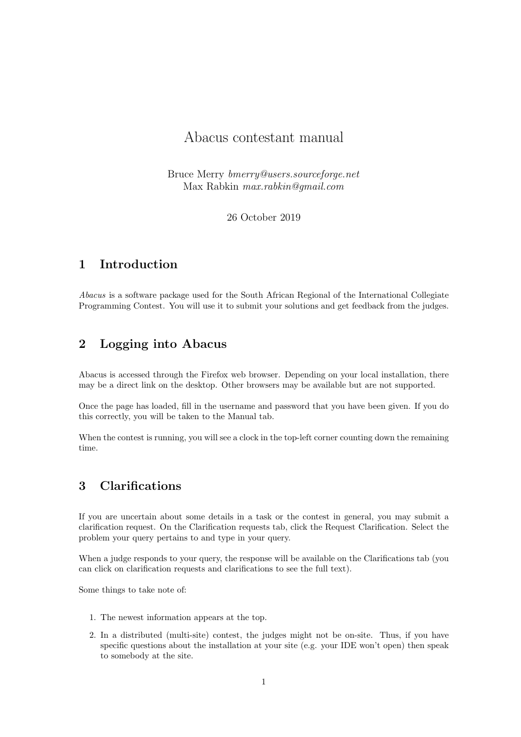# Abacus contestant manual

Bruce Merry *bmerry@users.sourceforge.net*
Max Rabkin *max.rabkin@gmail.com*

26 October 2019

## 1 Introduction

*Abacus* is a software package used for the South African Regional of the International Collegiate Programming Contest. You will use it to submit your solutions and get feedback from the judges.

## 2 Logging into Abacus

Abacus is accessed through the Firefox web browser. Depending on your local installation, there may be a direct link on the desktop. Other browsers may be available but are not supported.

Once the page has loaded, fill in the username and password that you have been given. If you do this correctly, you will be taken to the Manual tab.

When the contest is running, you will see a clock in the top-left corner counting down the remaining time.

## 3 Clarifications

If you are uncertain about some details in a task or the contest in general, you may submit a clarification request. On the Clarification requests tab, click the Request Clarification. Select the problem your query pertains to and type in your query.

When a judge responds to your query, the response will be available on the Clarifications tab (you can click on clarification requests and clarifications to see the full text).

Some things to take note of:

1. The newest information appears at the top.
2. In a distributed (multi-site) contest, the judges might not be on-site. Thus, if you have specific questions about the installation at your site (e.g. your IDE won't open) then speak to somebody at the site.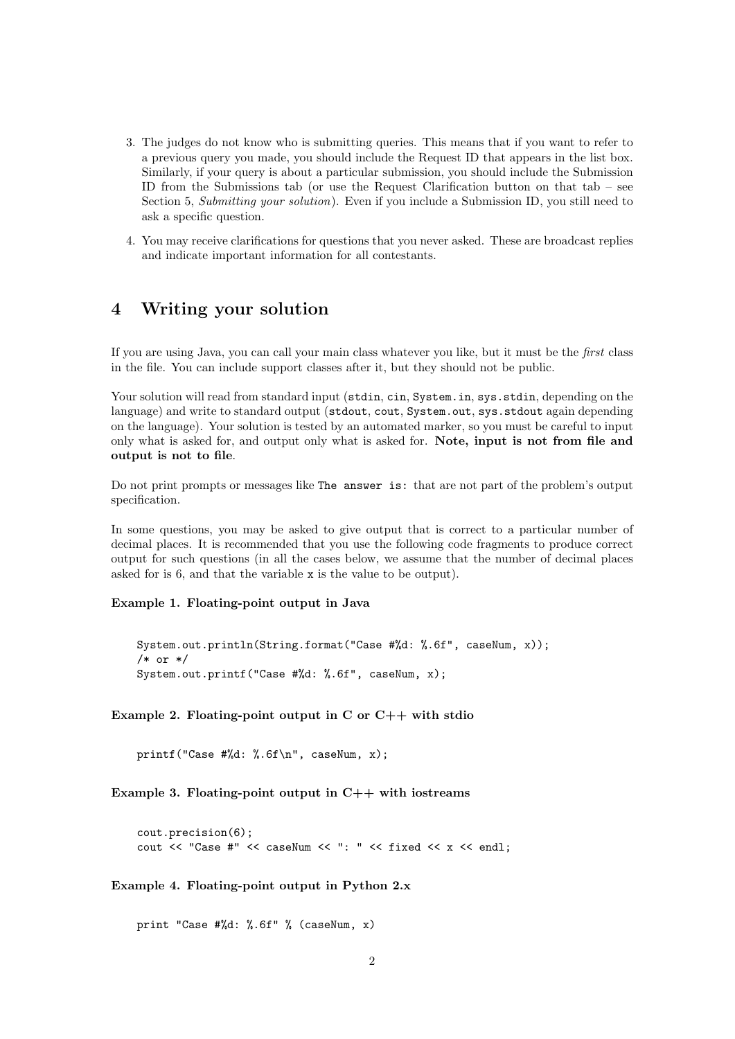3. The judges do not know who is submitting queries. This means that if you want to refer to a previous query you made, you should include the Request ID that appears in the list box. Similarly, if your query is about a particular submission, you should include the Submission ID from the Submissions tab (or use the Request Clarification button on that tab – see Section 5, *Submitting your solution*). Even if you include a Submission ID, you still need to ask a specific question.

4. You may receive clarifications for questions that you never asked. These are broadcast replies and indicate important information for all contestants.

## 4 Writing your solution

If you are using Java, you can call your main class whatever you like, but it must be the *first* class in the file. You can include support classes after it, but they should not be public.

Your solution will read from standard input (`stdin`, `cin`, `System.in`, `sys.stdin`, depending on the language) and write to standard output (`stdout`, `cout`, `System.out`, `sys.stdout` again depending on the language). Your solution is tested by an automated marker, so you must be careful to input only what is asked for, and output only what is asked for. **Note, input is not from file and output is not to file**.

Do not print prompts or messages like `The answer is:` that are not part of the problem's output specification.

In some questions, you may be asked to give output that is correct to a particular number of decimal places. It is recommended that you use the following code fragments to produce correct output for such questions (in all the cases below, we assume that the number of decimal places asked for is 6, and that the variable `x` is the value to be output).

**Example 1. Floating-point output in Java**

```
System.out.println(String.format("Case #%d: %.6f", caseNum, x));
/* or */
System.out.printf("Case #%d: %.6f", caseNum, x);
```

**Example 2. Floating-point output in C or C++ with stdio**

```
printf("Case #%d: %.6f\n", caseNum, x);
```

**Example 3. Floating-point output in C++ with iostreams**

```
cout.precision(6);
cout << "Case #" << caseNum << ": " << fixed << x << endl;
```

**Example 4. Floating-point output in Python 2.x**

```
print "Case #%d: %.6f" % (caseNum, x)
```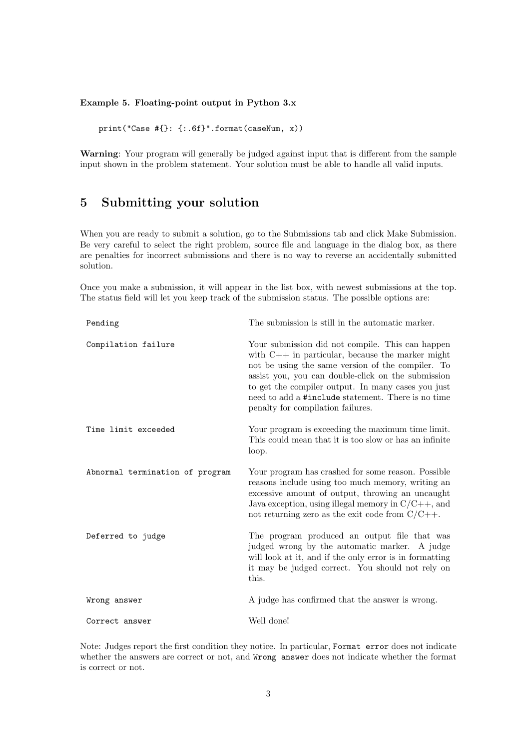**Example 5. Floating-point output in Python 3.x**

```
print("Case #{}: {:.6f}".format(caseNum, x))
```

**Warning**: Your program will generally be judged against input that is different from the sample input shown in the problem statement. Your solution must be able to handle all valid inputs.

## 5 Submitting your solution

When you are ready to submit a solution, go to the Submissions tab and click Make Submission. Be very careful to select the right problem, source file and language in the dialog box, as there are penalties for incorrect submissions and there is no way to reverse an accidentally submitted solution.

Once you make a submission, it will appear in the list box, with newest submissions at the top. The status field will let you keep track of the submission status. The possible options are:

| | |
|---|---|
| `Pending` | The submission is still in the automatic marker. |
| `Compilation failure` | Your submission did not compile. This can happen with C++ in particular, because the marker might not be using the same version of the compiler. To assist you, you can double-click on the submission to get the compiler output. In many cases you just need to add a `#include` statement. There is no time penalty for compilation failures. |
| `Time limit exceeded` | Your program is exceeding the maximum time limit. This could mean that it is too slow or has an infinite loop. |
| `Abnormal termination of program` | Your program has crashed for some reason. Possible reasons include using too much memory, writing an excessive amount of output, throwing an uncaught Java exception, using illegal memory in C/C++, and not returning zero as the exit code from C/C++. |
| `Deferred to judge` | The program produced an output file that was judged wrong by the automatic marker. A judge will look at it, and if the only error is in formatting it may be judged correct. You should not rely on this. |
| `Wrong answer` | A judge has confirmed that the answer is wrong. |
| `Correct answer` | Well done! |

Note: Judges report the first condition they notice. In particular, `Format error` does not indicate whether the answers are correct or not, and `Wrong answer` does not indicate whether the format is correct or not.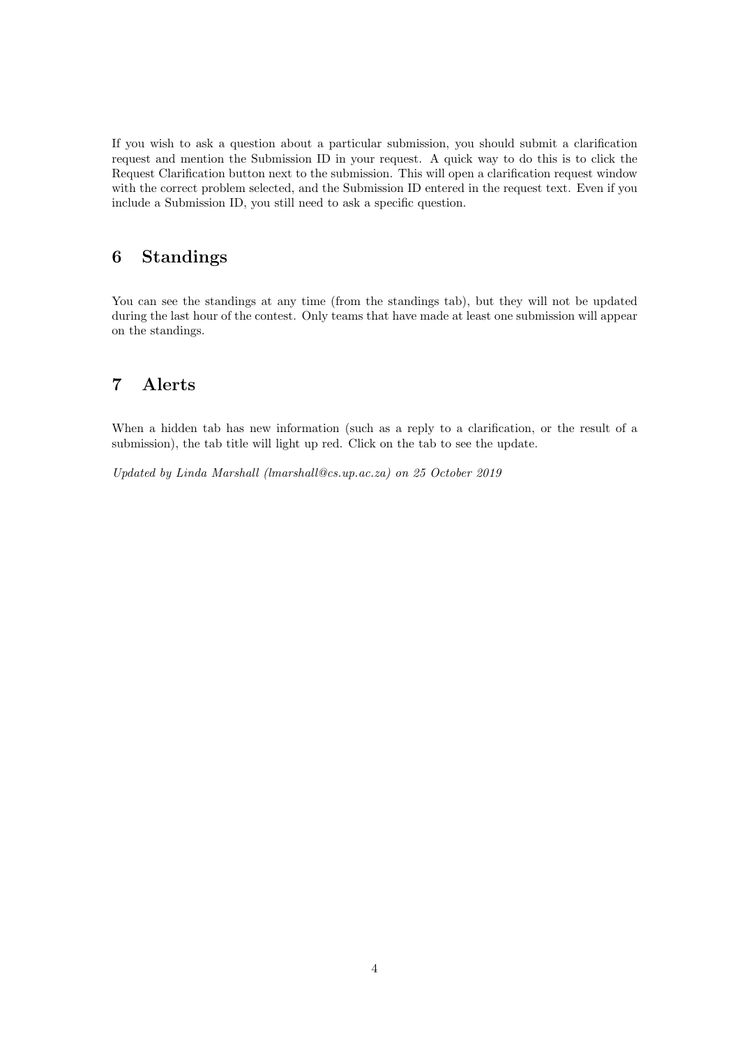If you wish to ask a question about a particular submission, you should submit a clarification request and mention the Submission ID in your request. A quick way to do this is to click the Request Clarification button next to the submission. This will open a clarification request window with the correct problem selected, and the Submission ID entered in the request text. Even if you include a Submission ID, you still need to ask a specific question.

## 6 Standings

You can see the standings at any time (from the standings tab), but they will not be updated during the last hour of the contest. Only teams that have made at least one submission will appear on the standings.

## 7 Alerts

When a hidden tab has new information (such as a reply to a clarification, or the result of a submission), the tab title will light up red. Click on the tab to see the update.

*Updated by Linda Marshall (lmarshall@cs.up.ac.za) on 25 October 2019*